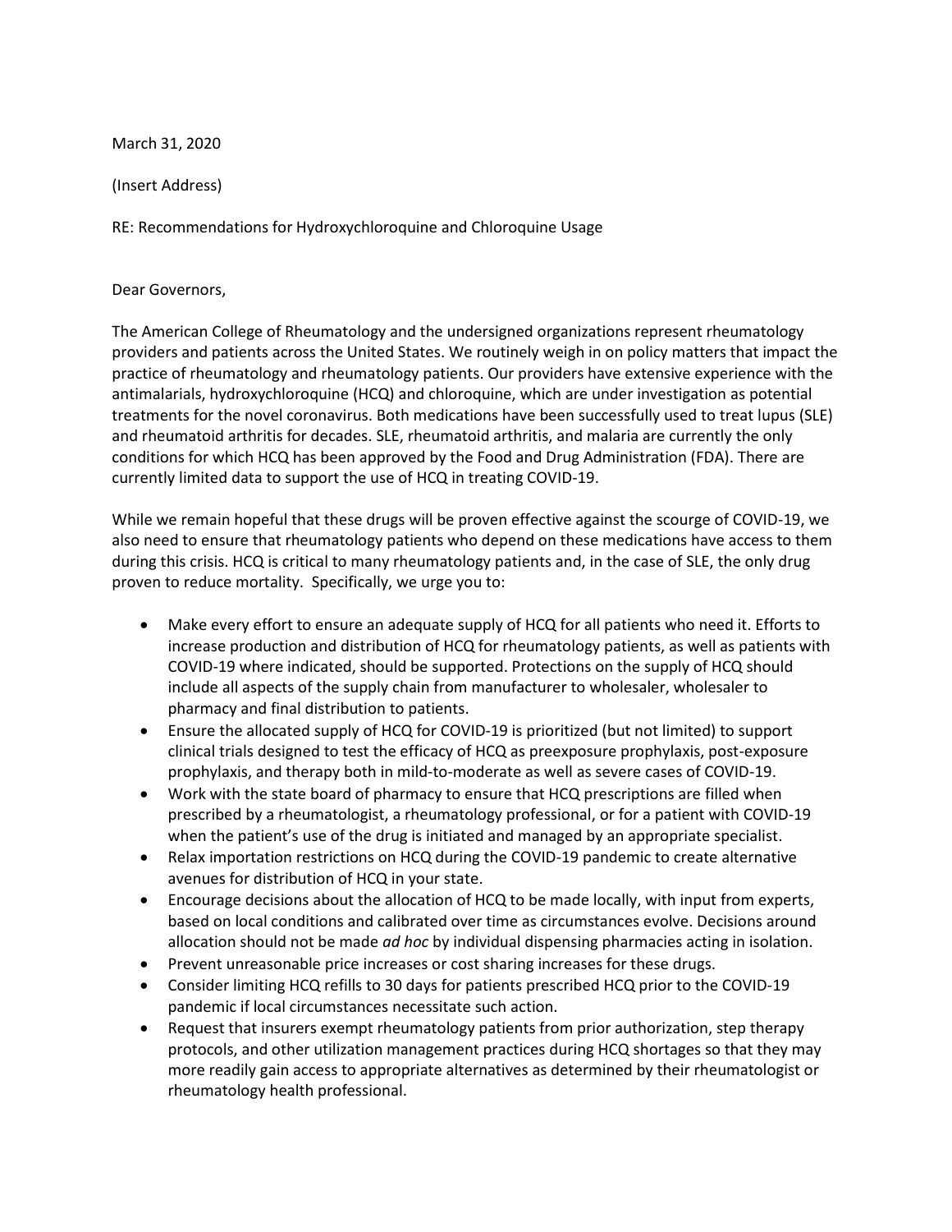March 31, 2020

(Insert Address)

RE: Recommendations for Hydroxychloroquine and Chloroquine Usage

Dear Governors,

The American College of Rheumatology and the undersigned organizations represent rheumatology providers and patients across the United States. We routinely weigh in on policy matters that impact the practice of rheumatology and rheumatology patients. Our providers have extensive experience with the antimalarials, hydroxychloroquine (HCQ) and chloroquine, which are under investigation as potential treatments for the novel coronavirus. Both medications have been successfully used to treat lupus (SLE) and rheumatoid arthritis for decades. SLE, rheumatoid arthritis, and malaria are currently the only conditions for which HCQ has been approved by the Food and Drug Administration (FDA). There are currently limited data to support the use of HCQ in treating COVID-19.

While we remain hopeful that these drugs will be proven effective against the scourge of COVID-19, we also need to ensure that rheumatology patients who depend on these medications have access to them during this crisis. HCQ is critical to many rheumatology patients and, in the case of SLE, the only drug proven to reduce mortality. Specifically, we urge you to:

- Make every effort to ensure an adequate supply of HCQ for all patients who need it. Efforts to increase production and distribution of HCQ for rheumatology patients, as well as patients with COVID-19 where indicated, should be supported. Protections on the supply of HCQ should include all aspects of the supply chain from manufacturer to wholesaler, wholesaler to pharmacy and final distribution to patients.
- Ensure the allocated supply of HCQ for COVID-19 is prioritized (but not limited) to support clinical trials designed to test the efficacy of HCQ as preexposure prophylaxis, post-exposure prophylaxis, and therapy both in mild-to-moderate as well as severe cases of COVID-19.
- Work with the state board of pharmacy to ensure that HCQ prescriptions are filled when prescribed by a rheumatologist, a rheumatology professional, or for a patient with COVID-19 when the patient's use of the drug is initiated and managed by an appropriate specialist.
- Relax importation restrictions on HCQ during the COVID-19 pandemic to create alternative avenues for distribution of HCQ in your state.
- Encourage decisions about the allocation of HCQ to be made locally, with input from experts, based on local conditions and calibrated over time as circumstances evolve. Decisions around allocation should not be made *ad hoc* by individual dispensing pharmacies acting in isolation.
- Prevent unreasonable price increases or cost sharing increases for these drugs.
- Consider limiting HCQ refills to 30 days for patients prescribed HCQ prior to the COVID-19 pandemic if local circumstances necessitate such action.
- Request that insurers exempt rheumatology patients from prior authorization, step therapy protocols, and other utilization management practices during HCQ shortages so that they may more readily gain access to appropriate alternatives as determined by their rheumatologist or rheumatology health professional.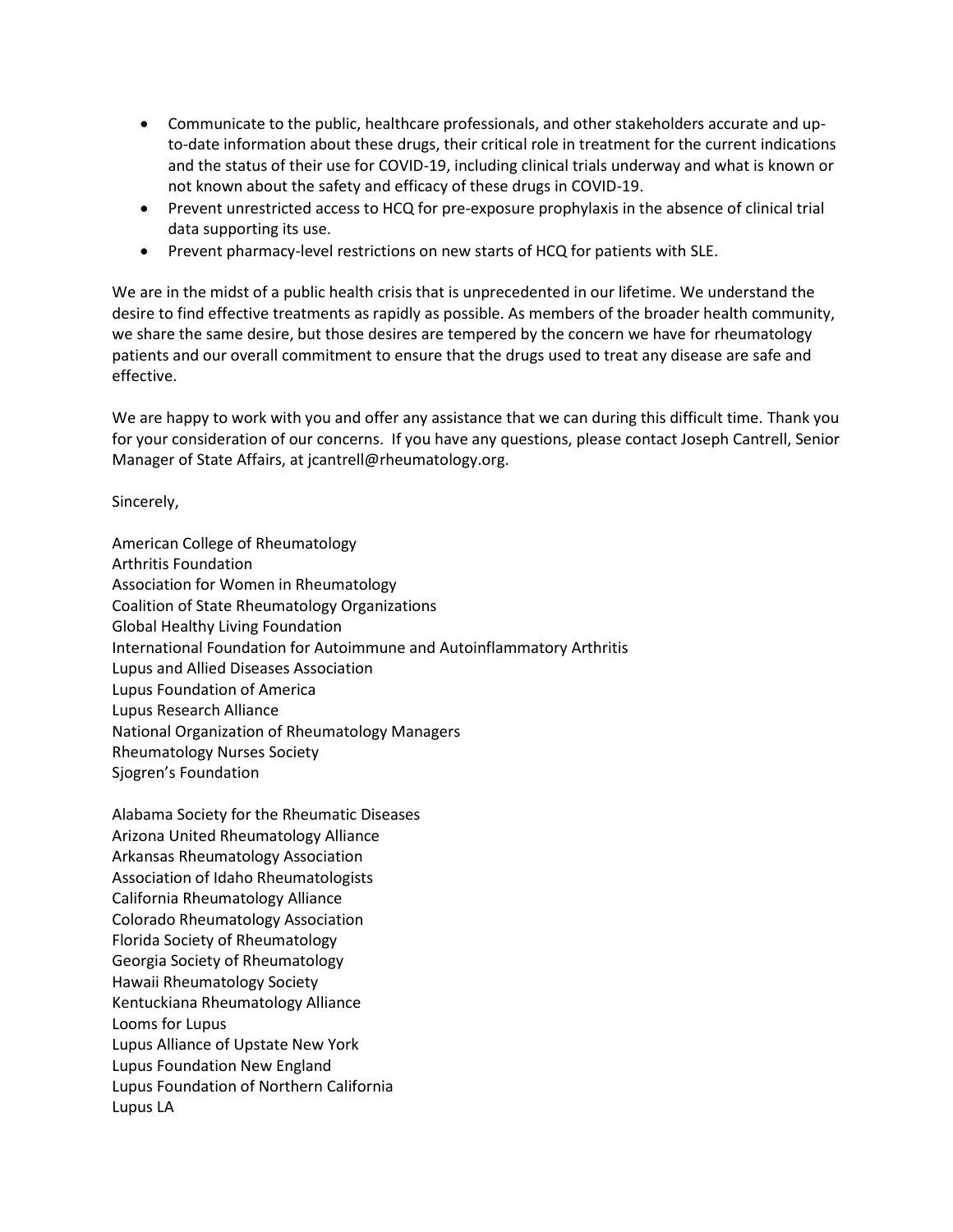- Communicate to the public, healthcare professionals, and other stakeholders accurate and up-to-date information about these drugs, their critical role in treatment for the current indications and the status of their use for COVID-19, including clinical trials underway and what is known or not known about the safety and efficacy of these drugs in COVID-19.
- Prevent unrestricted access to HCQ for pre-exposure prophylaxis in the absence of clinical trial data supporting its use.
- Prevent pharmacy-level restrictions on new starts of HCQ for patients with SLE.

We are in the midst of a public health crisis that is unprecedented in our lifetime. We understand the desire to find effective treatments as rapidly as possible. As members of the broader health community, we share the same desire, but those desires are tempered by the concern we have for rheumatology patients and our overall commitment to ensure that the drugs used to treat any disease are safe and effective.

We are happy to work with you and offer any assistance that we can during this difficult time. Thank you for your consideration of our concerns. If you have any questions, please contact Joseph Cantrell, Senior Manager of State Affairs, at jcantrell@rheumatology.org.

Sincerely,

American College of Rheumatology
Arthritis Foundation
Association for Women in Rheumatology
Coalition of State Rheumatology Organizations
Global Healthy Living Foundation
International Foundation for Autoimmune and Autoinflammatory Arthritis
Lupus and Allied Diseases Association
Lupus Foundation of America
Lupus Research Alliance
National Organization of Rheumatology Managers
Rheumatology Nurses Society
Sjogren's Foundation

Alabama Society for the Rheumatic Diseases
Arizona United Rheumatology Alliance
Arkansas Rheumatology Association
Association of Idaho Rheumatologists
California Rheumatology Alliance
Colorado Rheumatology Association
Florida Society of Rheumatology
Georgia Society of Rheumatology
Hawaii Rheumatology Society
Kentuckiana Rheumatology Alliance
Looms for Lupus
Lupus Alliance of Upstate New York
Lupus Foundation New England
Lupus Foundation of Northern California
Lupus LA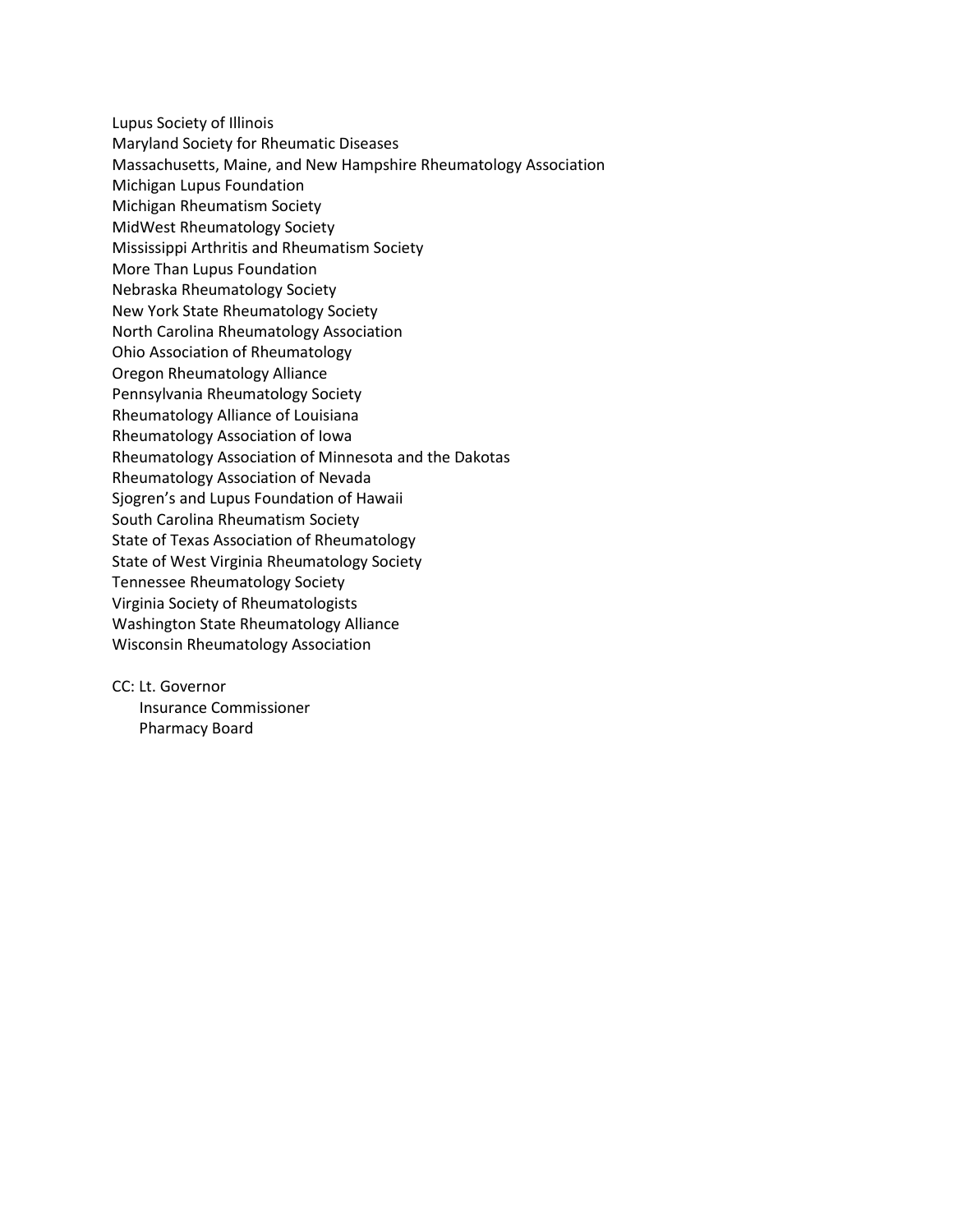Lupus Society of Illinois
Maryland Society for Rheumatic Diseases
Massachusetts, Maine, and New Hampshire Rheumatology Association
Michigan Lupus Foundation
Michigan Rheumatism Society
MidWest Rheumatology Society
Mississippi Arthritis and Rheumatism Society
More Than Lupus Foundation
Nebraska Rheumatology Society
New York State Rheumatology Society
North Carolina Rheumatology Association
Ohio Association of Rheumatology
Oregon Rheumatology Alliance
Pennsylvania Rheumatology Society
Rheumatology Alliance of Louisiana
Rheumatology Association of Iowa
Rheumatology Association of Minnesota and the Dakotas
Rheumatology Association of Nevada
Sjogren's and Lupus Foundation of Hawaii
South Carolina Rheumatism Society
State of Texas Association of Rheumatology
State of West Virginia Rheumatology Society
Tennessee Rheumatology Society
Virginia Society of Rheumatologists
Washington State Rheumatology Alliance
Wisconsin Rheumatology Association

CC: Lt. Governor
Insurance Commissioner
Pharmacy Board